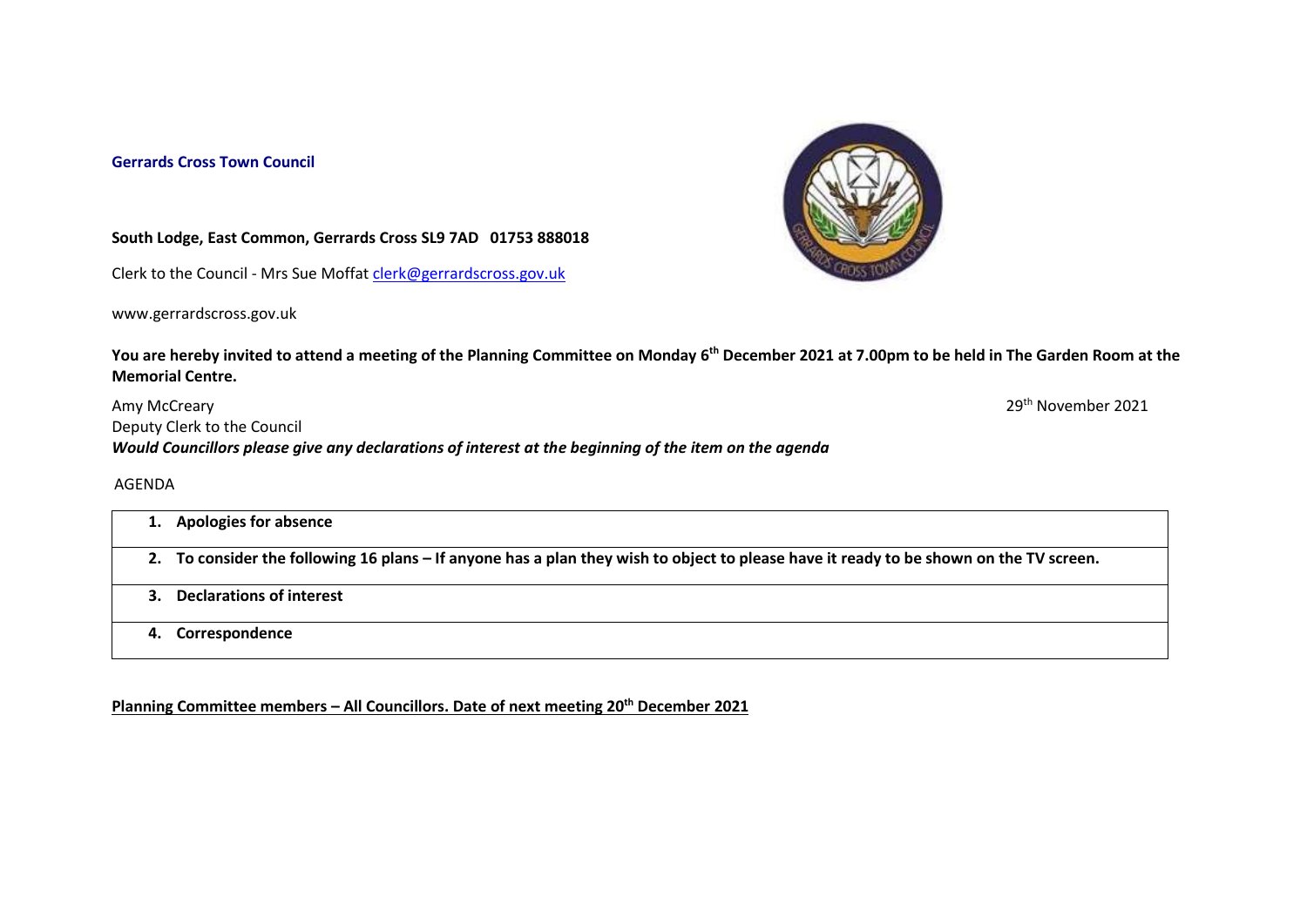**Gerrards Cross Town Council**

**South Lodge, East Common, Gerrards Cross SL9 7AD 01753 888018**

Clerk to the Council - Mrs Sue Moffat clerk@gerrardscross.gov.uk

www.gerrardscross.gov.uk

**You are hereby invited to attend a meeting of the Planning Committee on Monday 6th December 2021 at 7.00pm to be held in The Garden Room at the Memorial Centre.**

Amy McCreary

Deputy Clerk to the Council

29th November 2021

***Would Councillors please give any declarations of interest at the beginning of the item on the agenda***

AGENDA

| |
|---|
| **1. Apologies for absence** |
| **2. To consider the following 16 plans – If anyone has a plan they wish to object to please have it ready to be shown on the TV screen.** |
| **3. Declarations of interest** |
| **4. Correspondence** |

**Planning Committee members – All Councillors. Date of next meeting 20th December 2021**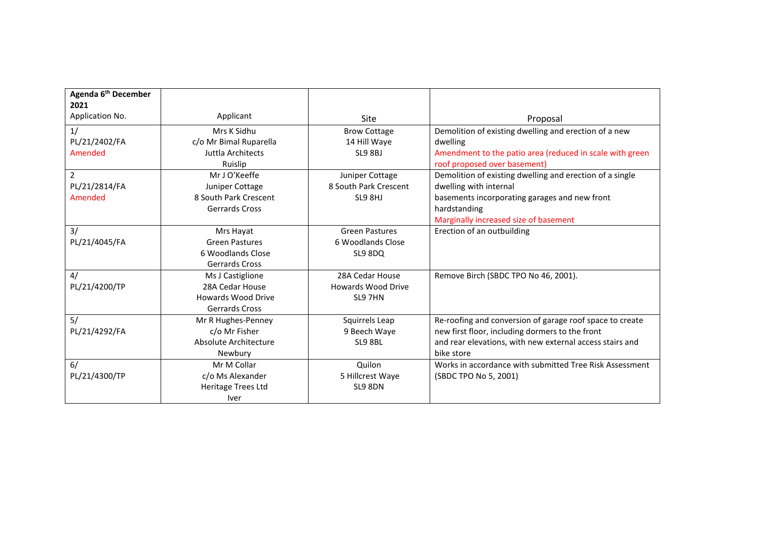| **Agenda 6th December 2021** Application No. | Applicant | Site | Proposal |
|---|---|---|---|
| 1/ PL/21/2402/FA Amended | Mrs K Sidhu c/o Mr Bimal Ruparella Juttla Architects Ruislip | Brow Cottage 14 Hill Waye SL9 8BJ | Demolition of existing dwelling and erection of a new dwelling Amendment to the patio area (reduced in scale with green roof proposed over basement) |
| 2 PL/21/2814/FA Amended | Mr J O'Keeffe Juniper Cottage 8 South Park Crescent Gerrards Cross | Juniper Cottage 8 South Park Crescent SL9 8HJ | Demolition of existing dwelling and erection of a single dwelling with internal basements incorporating garages and new front hardstanding Marginally increased size of basement |
| 3/ PL/21/4045/FA | Mrs Hayat Green Pastures 6 Woodlands Close Gerrards Cross | Green Pastures 6 Woodlands Close SL9 8DQ | Erection of an outbuilding |
| 4/ PL/21/4200/TP | Ms J Castiglione 28A Cedar House Howards Wood Drive Gerrards Cross | 28A Cedar House Howards Wood Drive SL9 7HN | Remove Birch (SBDC TPO No 46, 2001). |
| 5/ PL/21/4292/FA | Mr R Hughes-Penney c/o Mr Fisher Absolute Architecture Newbury | Squirrels Leap 9 Beech Waye SL9 8BL | Re-roofing and conversion of garage roof space to create new first floor, including dormers to the front and rear elevations, with new external access stairs and bike store |
| 6/ PL/21/4300/TP | Mr M Collar c/o Ms Alexander Heritage Trees Ltd Iver | Quilon 5 Hillcrest Waye SL9 8DN | Works in accordance with submitted Tree Risk Assessment (SBDC TPO No 5, 2001) |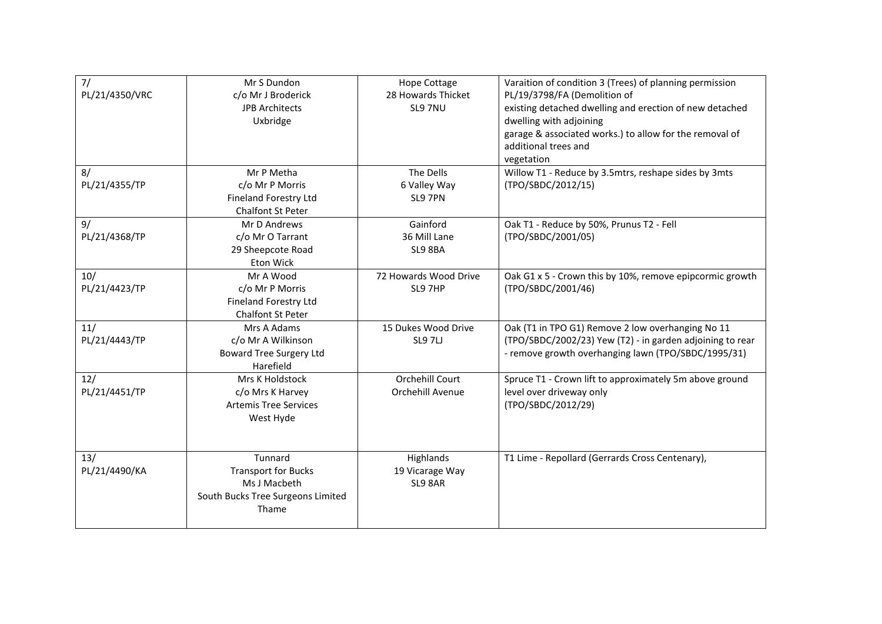| 7/ PL/21/4350/VRC | Mr S Dundon c/o Mr J Broderick JPB Architects Uxbridge | Hope Cottage 28 Howards Thicket SL9 7NU | Varaition of condition 3 (Trees) of planning permission PL/19/3798/FA (Demolition of existing detached dwelling and erection of new detached dwelling with adjoining garage & associated works.) to allow for the removal of additional trees and vegetation |
|---|---|---|---|
| 8/ PL/21/4355/TP | Mr P Metha c/o Mr P Morris Fineland Forestry Ltd Chalfont St Peter | The Dells 6 Valley Way SL9 7PN | Willow T1 - Reduce by 3.5mtrs, reshape sides by 3mts (TPO/SBDC/2012/15) |
| 9/ PL/21/4368/TP | Mr D Andrews c/o Mr O Tarrant 29 Sheepcote Road Eton Wick | Gainford 36 Mill Lane SL9 8BA | Oak T1 - Reduce by 50%, Prunus T2 - Fell (TPO/SBDC/2001/05) |
| 10/ PL/21/4423/TP | Mr A Wood c/o Mr P Morris Fineland Forestry Ltd Chalfont St Peter | 72 Howards Wood Drive SL9 7HP | Oak G1 x 5 - Crown this by 10%, remove epipcormic growth (TPO/SBDC/2001/46) |
| 11/ PL/21/4443/TP | Mrs A Adams c/o Mr A Wilkinson Boward Tree Surgery Ltd Harefield | 15 Dukes Wood Drive SL9 7LJ | Oak (T1 in TPO G1) Remove 2 low overhanging No 11 (TPO/SBDC/2002/23) Yew (T2) - in garden adjoining to rear - remove growth overhanging lawn (TPO/SBDC/1995/31) |
| 12/ PL/21/4451/TP | Mrs K Holdstock c/o Mrs K Harvey Artemis Tree Services West Hyde | Orchehill Court Orchehill Avenue | Spruce T1 - Crown lift to approximately 5m above ground level over driveway only (TPO/SBDC/2012/29) |
| 13/ PL/21/4490/KA | Tunnard Transport for Bucks Ms J Macbeth South Bucks Tree Surgeons Limited Thame | Highlands 19 Vicarage Way SL9 8AR | T1 Lime - Repollard (Gerrards Cross Centenary), |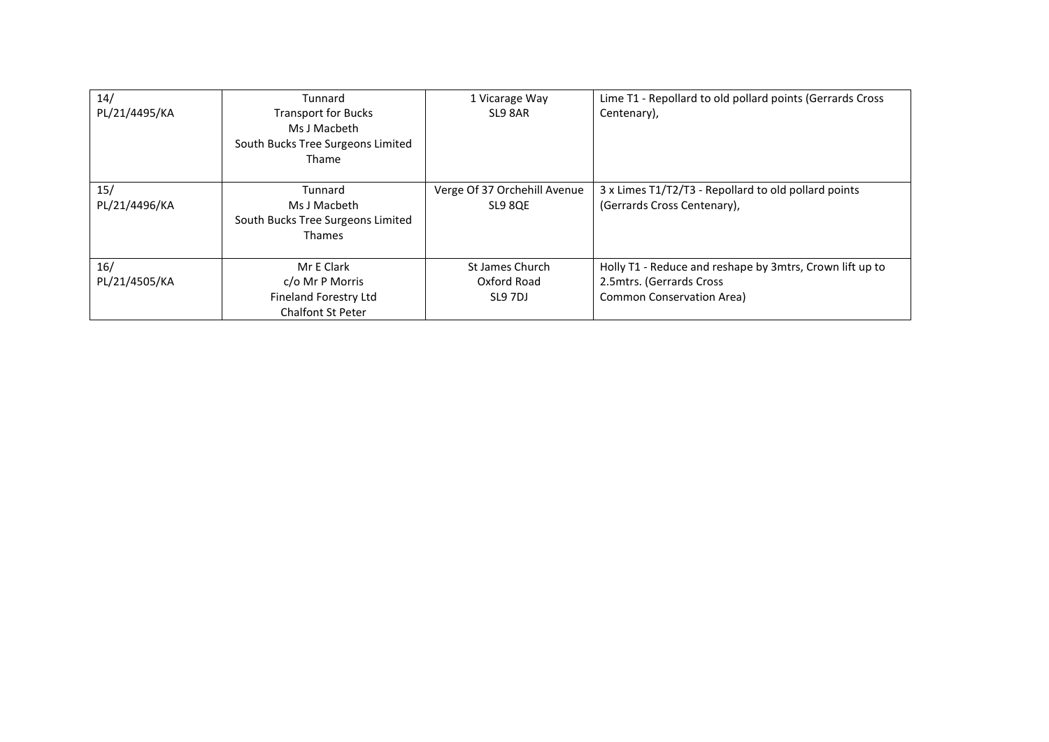| | | | |
|---|---|---|---|
| 14/<br>PL/21/4495/KA | Tunnard<br>Transport for Bucks<br>Ms J Macbeth<br>South Bucks Tree Surgeons Limited<br>Thame | 1 Vicarage Way<br>SL9 8AR | Lime T1 - Repollard to old pollard points (Gerrards Cross Centenary), |
| 15/<br>PL/21/4496/KA | Tunnard<br>Ms J Macbeth<br>South Bucks Tree Surgeons Limited<br>Thames | Verge Of 37 Orchehill Avenue<br>SL9 8QE | 3 x Limes T1/T2/T3 - Repollard to old pollard points (Gerrards Cross Centenary), |
| 16/<br>PL/21/4505/KA | Mr E Clark<br>c/o Mr P Morris<br>Fineland Forestry Ltd<br>Chalfont St Peter | St James Church<br>Oxford Road<br>SL9 7DJ | Holly T1 - Reduce and reshape by 3mtrs, Crown lift up to 2.5mtrs. (Gerrards Cross<br>Common Conservation Area) |